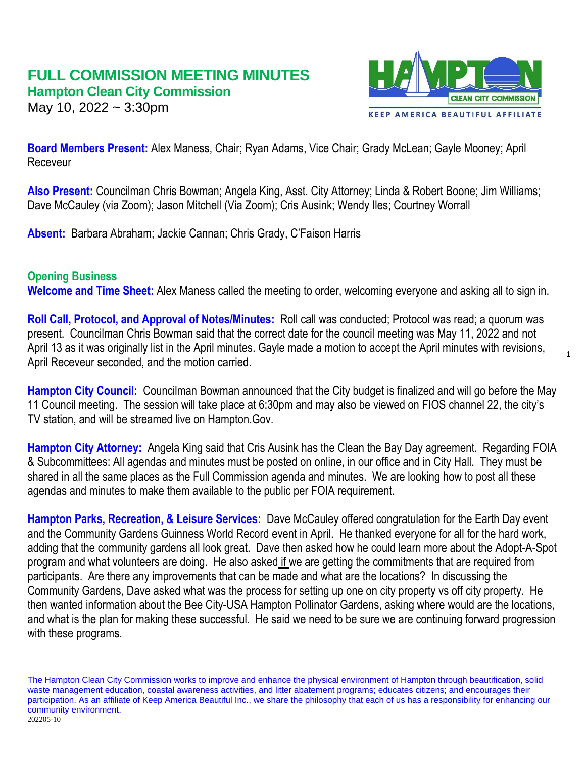# FULL COMMISSION MEETING MINUTES

## Hampton Clean City Commission

May 10, 2022 ~ 3:30pm

**Board Members Present:** Alex Maness, Chair; Ryan Adams, Vice Chair; Grady McLean; Gayle Mooney; April Receveur

**Also Present:** Councilman Chris Bowman; Angela King, Asst. City Attorney; Linda & Robert Boone; Jim Williams; Dave McCauley (via Zoom); Jason Mitchell (Via Zoom); Cris Ausink; Wendy Iles; Courtney Worrall

**Absent:** Barbara Abraham; Jackie Cannan; Chris Grady, C'Faison Harris

### Opening Business

**Welcome and Time Sheet:** Alex Maness called the meeting to order, welcoming everyone and asking all to sign in.

**Roll Call, Protocol, and Approval of Notes/Minutes:** Roll call was conducted; Protocol was read; a quorum was present. Councilman Chris Bowman said that the correct date for the council meeting was May 11, 2022 and not April 13 as it was originally list in the April minutes. Gayle made a motion to accept the April minutes with revisions, April Receveur seconded, and the motion carried.

**Hampton City Council:** Councilman Bowman announced that the City budget is finalized and will go before the May 11 Council meeting. The session will take place at 6:30pm and may also be viewed on FIOS channel 22, the city's TV station, and will be streamed live on Hampton.Gov.

**Hampton City Attorney:** Angela King said that Cris Ausink has the Clean the Bay Day agreement. Regarding FOIA & Subcommittees: All agendas and minutes must be posted on online, in our office and in City Hall. They must be shared in all the same places as the Full Commission agenda and minutes. We are looking how to post all these agendas and minutes to make them available to the public per FOIA requirement.

**Hampton Parks, Recreation, & Leisure Services:** Dave McCauley offered congratulation for the Earth Day event and the Community Gardens Guinness World Record event in April. He thanked everyone for all for the hard work, adding that the community gardens all look great. Dave then asked how he could learn more about the Adopt-A-Spot program and what volunteers are doing. He also asked if we are getting the commitments that are required from participants. Are there any improvements that can be made and what are the locations? In discussing the Community Gardens, Dave asked what was the process for setting up one on city property vs off city property. He then wanted information about the Bee City-USA Hampton Pollinator Gardens, asking where would are the locations, and what is the plan for making these successful. He said we need to be sure we are continuing forward progression with these programs.

The Hampton Clean City Commission works to improve and enhance the physical environment of Hampton through beautification, solid waste management education, coastal awareness activities, and litter abatement programs; educates citizens; and encourages their participation. As an affiliate of Keep America Beautiful Inc., we share the philosophy that each of us has a responsibility for enhancing our community environment.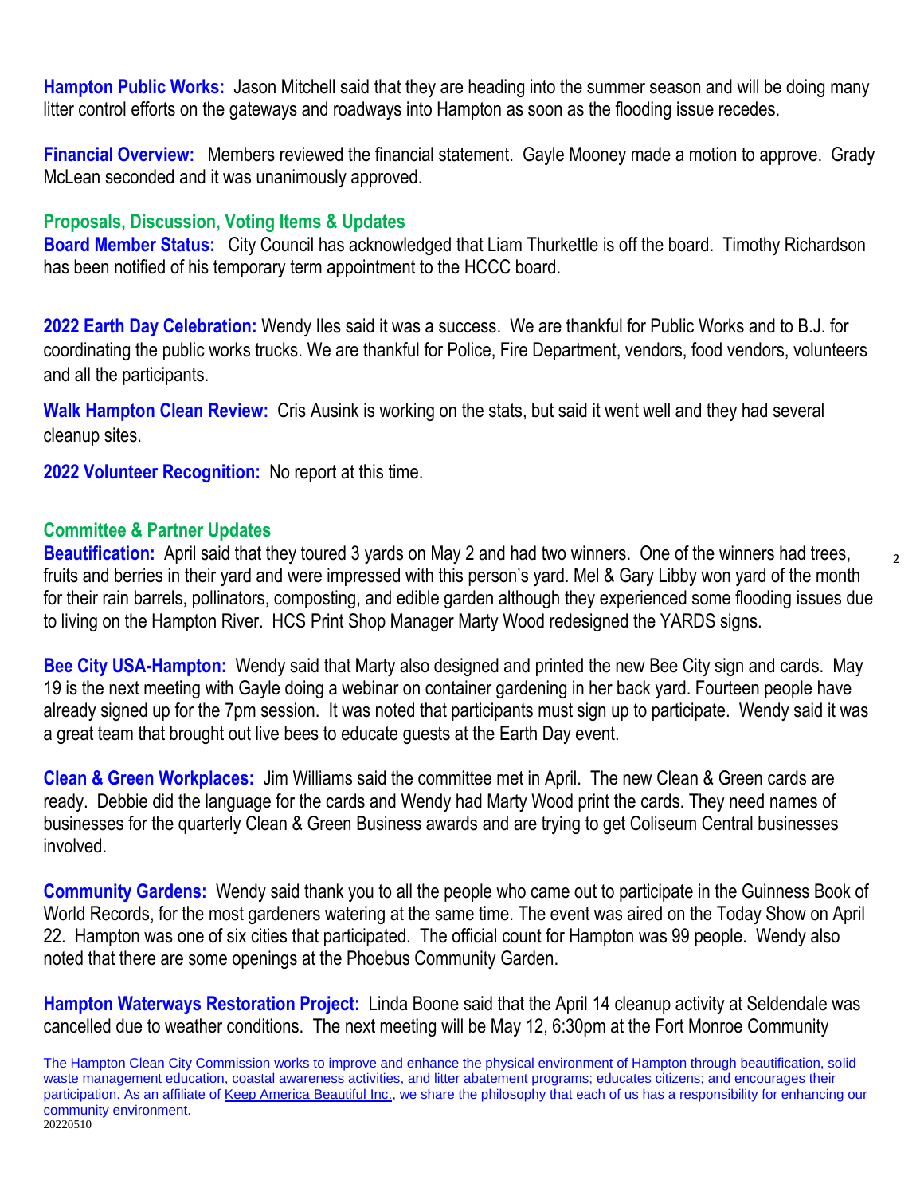**Hampton Public Works:** Jason Mitchell said that they are heading into the summer season and will be doing many litter control efforts on the gateways and roadways into Hampton as soon as the flooding issue recedes.

**Financial Overview:** Members reviewed the financial statement. Gayle Mooney made a motion to approve. Grady McLean seconded and it was unanimously approved.

## Proposals, Discussion, Voting Items & Updates

**Board Member Status:** City Council has acknowledged that Liam Thurkettle is off the board. Timothy Richardson has been notified of his temporary term appointment to the HCCC board.

**2022 Earth Day Celebration:** Wendy Iles said it was a success. We are thankful for Public Works and to B.J. for coordinating the public works trucks. We are thankful for Police, Fire Department, vendors, food vendors, volunteers and all the participants.

**Walk Hampton Clean Review:** Cris Ausink is working on the stats, but said it went well and they had several cleanup sites.

**2022 Volunteer Recognition:** No report at this time.

## Committee & Partner Updates

**Beautification:** April said that they toured 3 yards on May 2 and had two winners. One of the winners had trees, fruits and berries in their yard and were impressed with this person's yard. Mel & Gary Libby won yard of the month for their rain barrels, pollinators, composting, and edible garden although they experienced some flooding issues due to living on the Hampton River. HCS Print Shop Manager Marty Wood redesigned the YARDS signs.

**Bee City USA-Hampton:** Wendy said that Marty also designed and printed the new Bee City sign and cards. May 19 is the next meeting with Gayle doing a webinar on container gardening in her back yard. Fourteen people have already signed up for the 7pm session. It was noted that participants must sign up to participate. Wendy said it was a great team that brought out live bees to educate guests at the Earth Day event.

**Clean & Green Workplaces:** Jim Williams said the committee met in April. The new Clean & Green cards are ready. Debbie did the language for the cards and Wendy had Marty Wood print the cards. They need names of businesses for the quarterly Clean & Green Business awards and are trying to get Coliseum Central businesses involved.

**Community Gardens:** Wendy said thank you to all the people who came out to participate in the Guinness Book of World Records, for the most gardeners watering at the same time. The event was aired on the Today Show on April 22. Hampton was one of six cities that participated. The official count for Hampton was 99 people. Wendy also noted that there are some openings at the Phoebus Community Garden.

**Hampton Waterways Restoration Project:** Linda Boone said that the April 14 cleanup activity at Seldendale was cancelled due to weather conditions. The next meeting will be May 12, 6:30pm at the Fort Monroe Community

The Hampton Clean City Commission works to improve and enhance the physical environment of Hampton through beautification, solid waste management education, coastal awareness activities, and litter abatement programs; educates citizens; and encourages their participation. As an affiliate of Keep America Beautiful Inc., we share the philosophy that each of us has a responsibility for enhancing our community environment.
20220510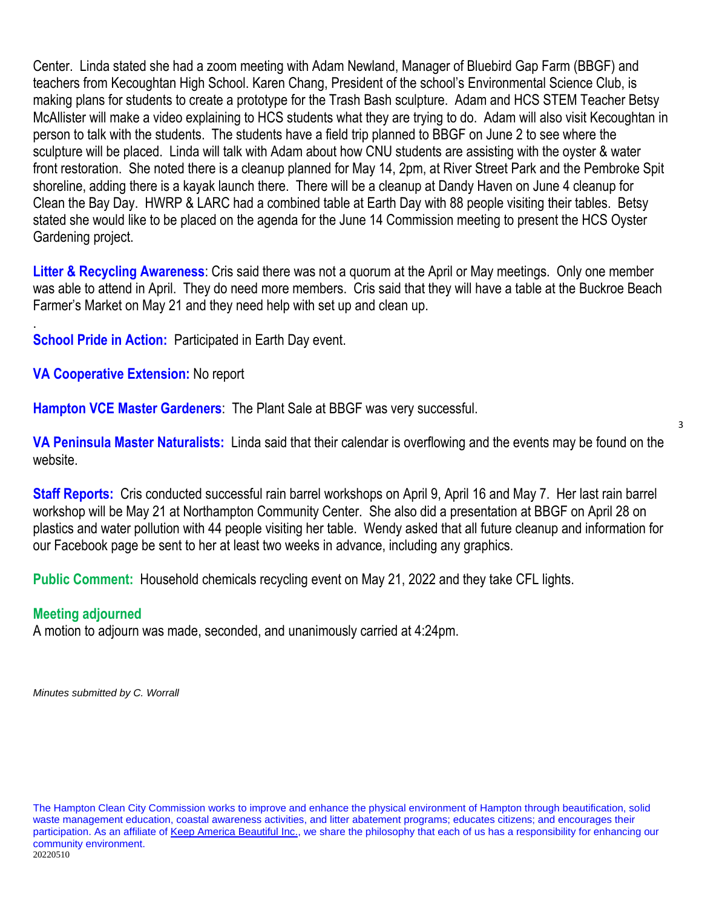Center. Linda stated she had a zoom meeting with Adam Newland, Manager of Bluebird Gap Farm (BBGF) and teachers from Kecoughtan High School. Karen Chang, President of the school's Environmental Science Club, is making plans for students to create a prototype for the Trash Bash sculpture. Adam and HCS STEM Teacher Betsy McAllister will make a video explaining to HCS students what they are trying to do. Adam will also visit Kecoughtan in person to talk with the students. The students have a field trip planned to BBGF on June 2 to see where the sculpture will be placed. Linda will talk with Adam about how CNU students are assisting with the oyster & water front restoration. She noted there is a cleanup planned for May 14, 2pm, at River Street Park and the Pembroke Spit shoreline, adding there is a kayak launch there. There will be a cleanup at Dandy Haven on June 4 cleanup for Clean the Bay Day. HWRP & LARC had a combined table at Earth Day with 88 people visiting their tables. Betsy stated she would like to be placed on the agenda for the June 14 Commission meeting to present the HCS Oyster Gardening project.

**Litter & Recycling Awareness**: Cris said there was not a quorum at the April or May meetings. Only one member was able to attend in April. They do need more members. Cris said that they will have a table at the Buckroe Beach Farmer's Market on May 21 and they need help with set up and clean up.

.

**School Pride in Action:** Participated in Earth Day event.

**VA Cooperative Extension:** No report

**Hampton VCE Master Gardeners**: The Plant Sale at BBGF was very successful.

**VA Peninsula Master Naturalists:** Linda said that their calendar is overflowing and the events may be found on the website.

**Staff Reports:** Cris conducted successful rain barrel workshops on April 9, April 16 and May 7. Her last rain barrel workshop will be May 21 at Northampton Community Center. She also did a presentation at BBGF on April 28 on plastics and water pollution with 44 people visiting her table. Wendy asked that all future cleanup and information for our Facebook page be sent to her at least two weeks in advance, including any graphics.

**Public Comment:** Household chemicals recycling event on May 21, 2022 and they take CFL lights.

**Meeting adjourned**

A motion to adjourn was made, seconded, and unanimously carried at 4:24pm.

*Minutes submitted by C. Worrall*

The Hampton Clean City Commission works to improve and enhance the physical environment of Hampton through beautification, solid waste management education, coastal awareness activities, and litter abatement programs; educates citizens; and encourages their participation. As an affiliate of Keep America Beautiful Inc., we share the philosophy that each of us has a responsibility for enhancing our community environment.

20220510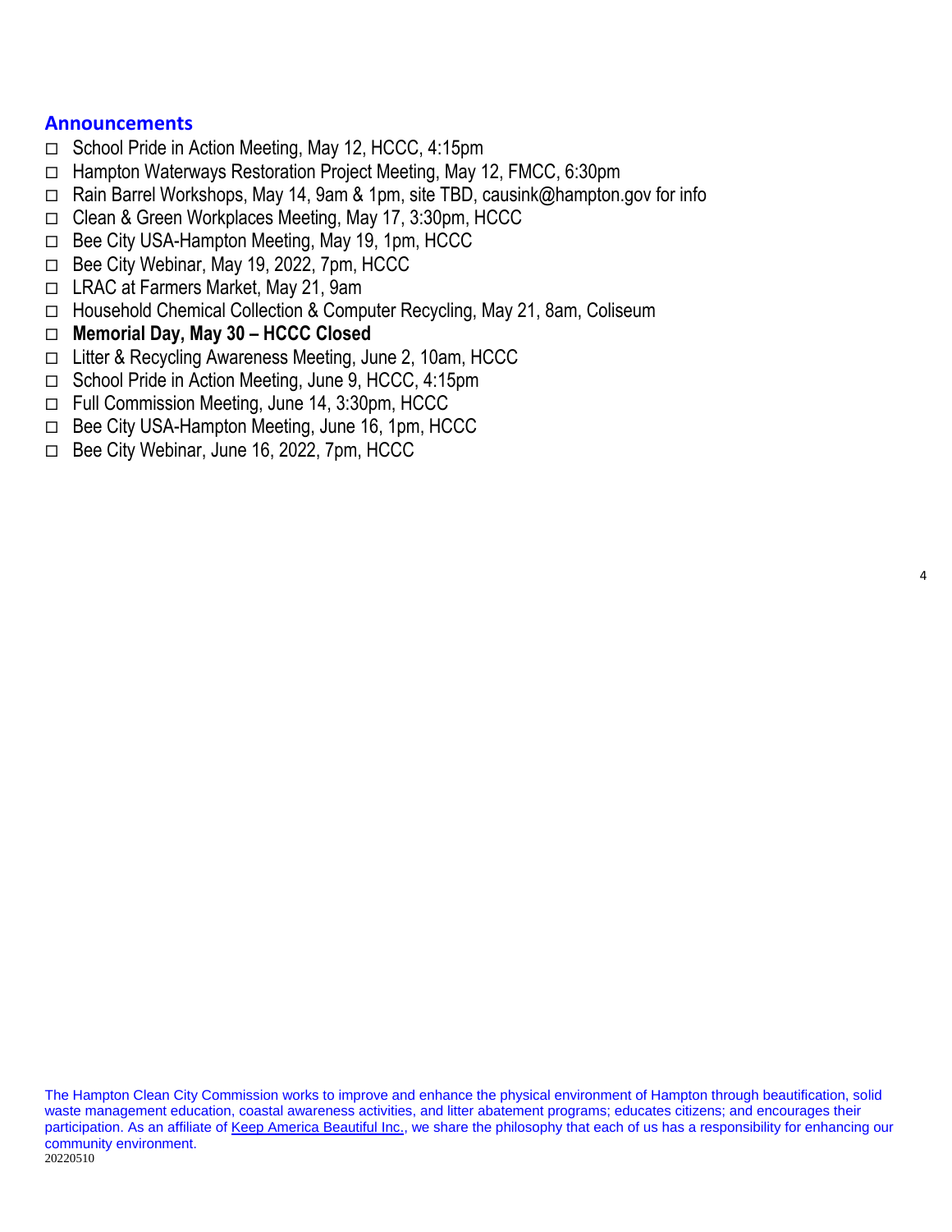## Announcements

- ☐ School Pride in Action Meeting, May 12, HCCC, 4:15pm
- ☐ Hampton Waterways Restoration Project Meeting, May 12, FMCC, 6:30pm
- ☐ Rain Barrel Workshops, May 14, 9am & 1pm, site TBD, causink@hampton.gov for info
- ☐ Clean & Green Workplaces Meeting, May 17, 3:30pm, HCCC
- ☐ Bee City USA-Hampton Meeting, May 19, 1pm, HCCC
- ☐ Bee City Webinar, May 19, 2022, 7pm, HCCC
- ☐ LRAC at Farmers Market, May 21, 9am
- ☐ Household Chemical Collection & Computer Recycling, May 21, 8am, Coliseum
- ☐ **Memorial Day, May 30 – HCCC Closed**
- ☐ Litter & Recycling Awareness Meeting, June 2, 10am, HCCC
- ☐ School Pride in Action Meeting, June 9, HCCC, 4:15pm
- ☐ Full Commission Meeting, June 14, 3:30pm, HCCC
- ☐ Bee City USA-Hampton Meeting, June 16, 1pm, HCCC
- ☐ Bee City Webinar, June 16, 2022, 7pm, HCCC

The Hampton Clean City Commission works to improve and enhance the physical environment of Hampton through beautification, solid waste management education, coastal awareness activities, and litter abatement programs; educates citizens; and encourages their participation. As an affiliate of Keep America Beautiful Inc., we share the philosophy that each of us has a responsibility for enhancing our community environment.

20220510